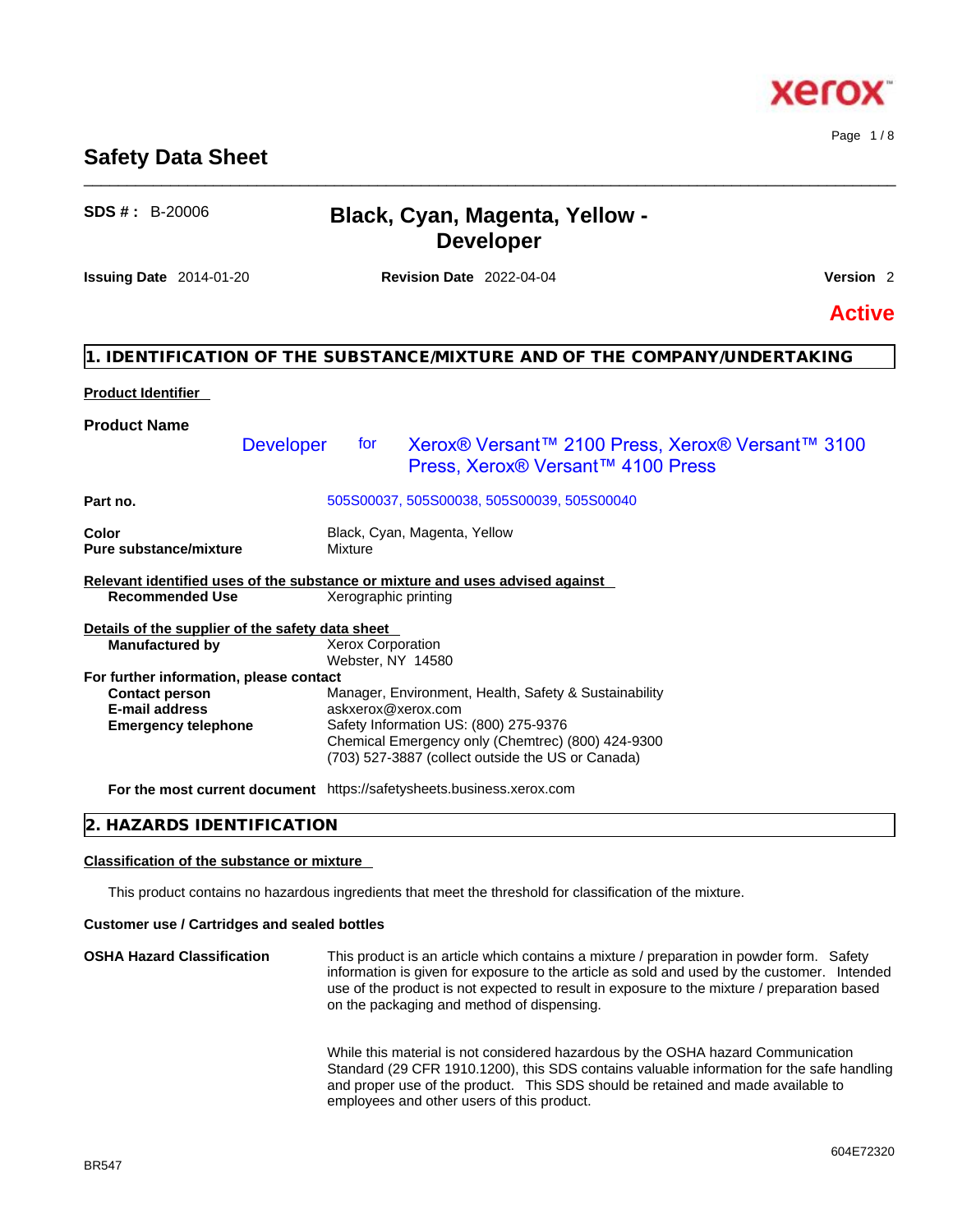# Safety Data Sheet

**SDS # :** B-20006

## Black, Cyan, Magenta, Yellow - Developer

**Issuing Date** 2014-01-20 **Revision Date** 2022-04-04 **Version** 2

**Active**

## 1. IDENTIFICATION OF THE SUBSTANCE/MIXTURE AND OF THE COMPANY/UNDERTAKING

**Product Identifier**

**Product Name**

Developer for Xerox® Versant™ 2100 Press, Xerox® Versant™ 3100 Press, Xerox® Versant™ 4100 Press

| | |
|---|---|
| **Part no.** | 505S00037, 505S00038, 505S00039, 505S00040 |
| **Color** | Black, Cyan, Magenta, Yellow |
| **Pure substance/mixture** | Mixture |

**Relevant identified uses of the substance or mixture and uses advised against**

| | |
|---|---|
| **Recommended Use** | Xerographic printing |

**Details of the supplier of the safety data sheet**

| | |
|---|---|
| **Manufactured by** | Xerox Corporation<br>Webster, NY 14580 |

**For further information, please contact**

| | |
|---|---|
| **Contact person** | Manager, Environment, Health, Safety & Sustainability |
| **E-mail address** | askxerox@xerox.com |
| **Emergency telephone** | Safety Information US: (800) 275-9376<br>Chemical Emergency only (Chemtrec) (800) 424-9300<br>(703) 527-3887 (collect outside the US or Canada) |
| **For the most current document** | https://safetysheets.business.xerox.com |

## 2. HAZARDS IDENTIFICATION

**Classification of the substance or mixture**

This product contains no hazardous ingredients that meet the threshold for classification of the mixture.

**Customer use / Cartridges and sealed bottles**

**OSHA Hazard Classification**

This product is an article which contains a mixture / preparation in powder form. Safety information is given for exposure to the article as sold and used by the customer. Intended use of the product is not expected to result in exposure to the mixture / preparation based on the packaging and method of dispensing.

While this material is not considered hazardous by the OSHA hazard Communication Standard (29 CFR 1910.1200), this SDS contains valuable information for the safe handling and proper use of the product. This SDS should be retained and made available to employees and other users of this product.

BR547

604E72320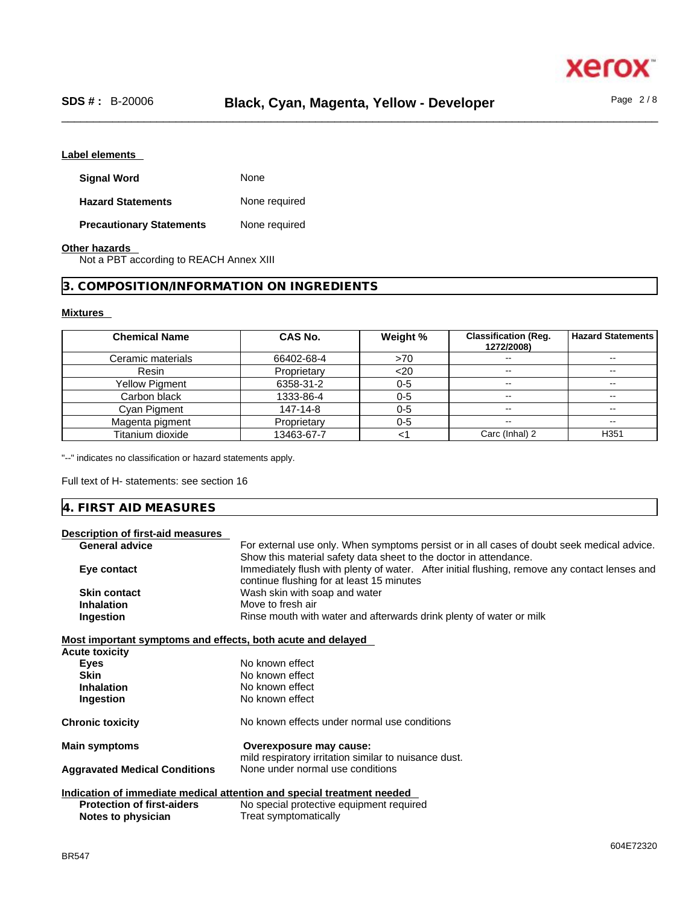### Label elements

| | |
|---|---|
| **Signal Word** | None |
| **Hazard Statements** | None required |
| **Precautionary Statements** | None required |

### Other hazards

Not a PBT according to REACH Annex XIII

## 3. COMPOSITION/INFORMATION ON INGREDIENTS

### Mixtures

| Chemical Name | CAS No. | Weight % | Classification (Reg. 1272/2008) | Hazard Statements |
|---|---|---|---|---|
| Ceramic materials | 66402-68-4 | >70 | -- | -- |
| Resin | Proprietary | <20 | -- | -- |
| Yellow Pigment | 6358-31-2 | 0-5 | -- | -- |
| Carbon black | 1333-86-4 | 0-5 | -- | -- |
| Cyan Pigment | 147-14-8 | 0-5 | -- | -- |
| Magenta pigment | Proprietary | 0-5 | -- | -- |
| Titanium dioxide | 13463-67-7 | <1 | Carc (Inhal) 2 | H351 |

"--" indicates no classification or hazard statements apply.

Full text of H- statements: see section 16

## 4. FIRST AID MEASURES

### Description of first-aid measures

| | |
|---|---|
| **General advice** | For external use only. When symptoms persist or in all cases of doubt seek medical advice. Show this material safety data sheet to the doctor in attendance. |
| **Eye contact** | Immediately flush with plenty of water. After initial flushing, remove any contact lenses and continue flushing for at least 15 minutes |
| **Skin contact** | Wash skin with soap and water |
| **Inhalation** | Move to fresh air |
| **Ingestion** | Rinse mouth with water and afterwards drink plenty of water or milk |

### Most important symptoms and effects, both acute and delayed

**Acute toxicity**

| | |
|---|---|
| **Eyes** | No known effect |
| **Skin** | No known effect |
| **Inhalation** | No known effect |
| **Ingestion** | No known effect |

| | |
|---|---|
| **Chronic toxicity** | No known effects under normal use conditions |
| **Main symptoms** | **Overexposure may cause:** mild respiratory irritation similar to nuisance dust. |
| **Aggravated Medical Conditions** | None under normal use conditions |

### Indication of immediate medical attention and special treatment needed

| | |
|---|---|
| **Protection of first-aiders** | No special protective equipment required |
| **Notes to physician** | Treat symptomatically |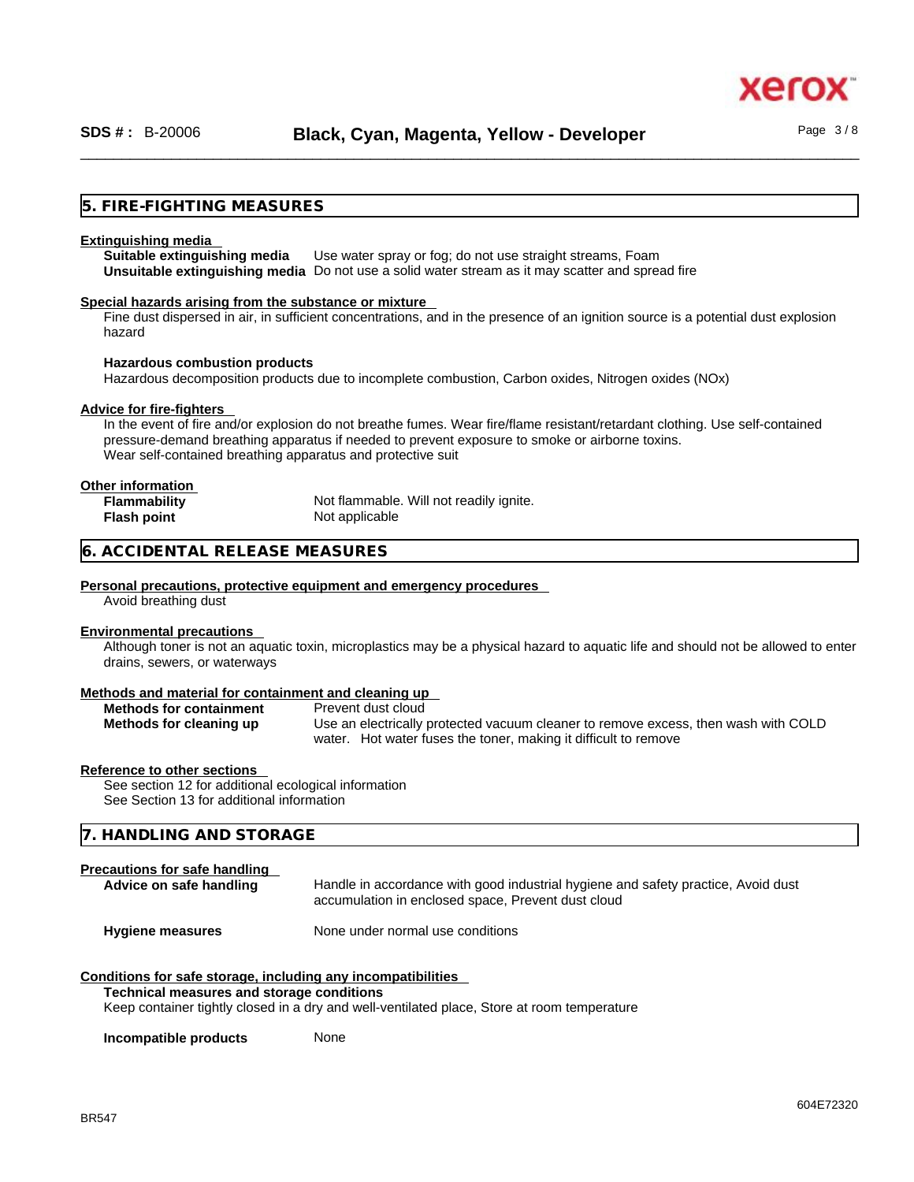## 5. FIRE-FIGHTING MEASURES

**Extinguishing media**

**Suitable extinguishing media** Use water spray or fog; do not use straight streams, Foam
**Unsuitable extinguishing media** Do not use a solid water stream as it may scatter and spread fire

**Special hazards arising from the substance or mixture**

Fine dust dispersed in air, in sufficient concentrations, and in the presence of an ignition source is a potential dust explosion hazard

**Hazardous combustion products**

Hazardous decomposition products due to incomplete combustion, Carbon oxides, Nitrogen oxides (NOx)

**Advice for fire-fighters**

In the event of fire and/or explosion do not breathe fumes. Wear fire/flame resistant/retardant clothing. Use self-contained pressure-demand breathing apparatus if needed to prevent exposure to smoke or airborne toxins.
Wear self-contained breathing apparatus and protective suit

**Other information**

**Flammability** Not flammable. Will not readily ignite.
**Flash point** Not applicable

## 6. ACCIDENTAL RELEASE MEASURES

**Personal precautions, protective equipment and emergency procedures**

Avoid breathing dust

**Environmental precautions**

Although toner is not an aquatic toxin, microplastics may be a physical hazard to aquatic life and should not be allowed to enter drains, sewers, or waterways

**Methods and material for containment and cleaning up**

**Methods for containment** Prevent dust cloud
**Methods for cleaning up** Use an electrically protected vacuum cleaner to remove excess, then wash with COLD water. Hot water fuses the toner, making it difficult to remove

**Reference to other sections**

See section 12 for additional ecological information
See Section 13 for additional information

## 7. HANDLING AND STORAGE

**Precautions for safe handling**

**Advice on safe handling** Handle in accordance with good industrial hygiene and safety practice, Avoid dust accumulation in enclosed space, Prevent dust cloud

**Hygiene measures** None under normal use conditions

**Conditions for safe storage, including any incompatibilities**

**Technical measures and storage conditions**
Keep container tightly closed in a dry and well-ventilated place, Store at room temperature

**Incompatible products** None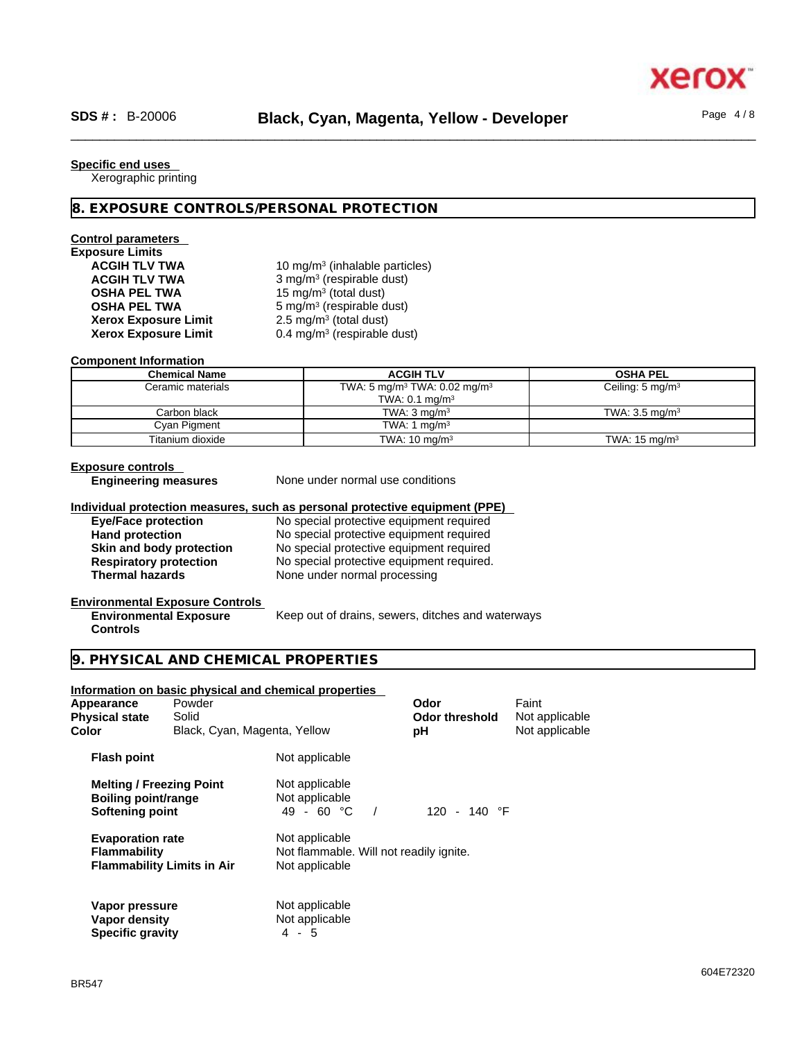**Specific end uses**

Xerographic printing

## 8. EXPOSURE CONTROLS/PERSONAL PROTECTION

**Control parameters**

**Exposure Limits**

| | |
|---|---|
| **ACGIH TLV TWA** | 10 mg/m³ (inhalable particles) |
| **ACGIH TLV TWA** | 3 mg/m³ (respirable dust) |
| **OSHA PEL TWA** | 15 mg/m³ (total dust) |
| **OSHA PEL TWA** | 5 mg/m³ (respirable dust) |
| **Xerox Exposure Limit** | 2.5 mg/m³ (total dust) |
| **Xerox Exposure Limit** | 0.4 mg/m³ (respirable dust) |

**Component Information**

| Chemical Name | ACGIH TLV | OSHA PEL |
|---|---|---|
| Ceramic materials | TWA: 5 mg/m³ TWA: 0.02 mg/m³ TWA: 0.1 mg/m³ | Ceiling: 5 mg/m³ |
| Carbon black | TWA: 3 mg/m³ | TWA: 3.5 mg/m³ |
| Cyan Pigment | TWA: 1 mg/m³ | |
| Titanium dioxide | TWA: 10 mg/m³ | TWA: 15 mg/m³ |

**Exposure controls**

**Engineering measures** None under normal use conditions

**Individual protection measures, such as personal protective equipment (PPE)**

| | |
|---|---|
| **Eye/Face protection** | No special protective equipment required |
| **Hand protection** | No special protective equipment required |
| **Skin and body protection** | No special protective equipment required |
| **Respiratory protection** | No special protective equipment required. |
| **Thermal hazards** | None under normal processing |

**Environmental Exposure Controls**

**Environmental Exposure Controls** Keep out of drains, sewers, ditches and waterways

## 9. PHYSICAL AND CHEMICAL PROPERTIES

**Information on basic physical and chemical properties**

| | | | |
|---|---|---|---|
| **Appearance** | Powder | **Odor** | Faint |
| **Physical state** | Solid | **Odor threshold** | Not applicable |
| **Color** | Black, Cyan, Magenta, Yellow | **pH** | Not applicable |

| | |
|---|---|
| **Flash point** | Not applicable |
| **Melting / Freezing Point** | Not applicable |
| **Boiling point/range** | Not applicable |
| **Softening point** | 49 - 60 °C / 120 - 140 °F |
| **Evaporation rate** | Not applicable |
| **Flammability** | Not flammable. Will not readily ignite. |
| **Flammability Limits in Air** | Not applicable |
| **Vapor pressure** | Not applicable |
| **Vapor density** | Not applicable |
| **Specific gravity** | 4 - 5 |

BR547

604E72320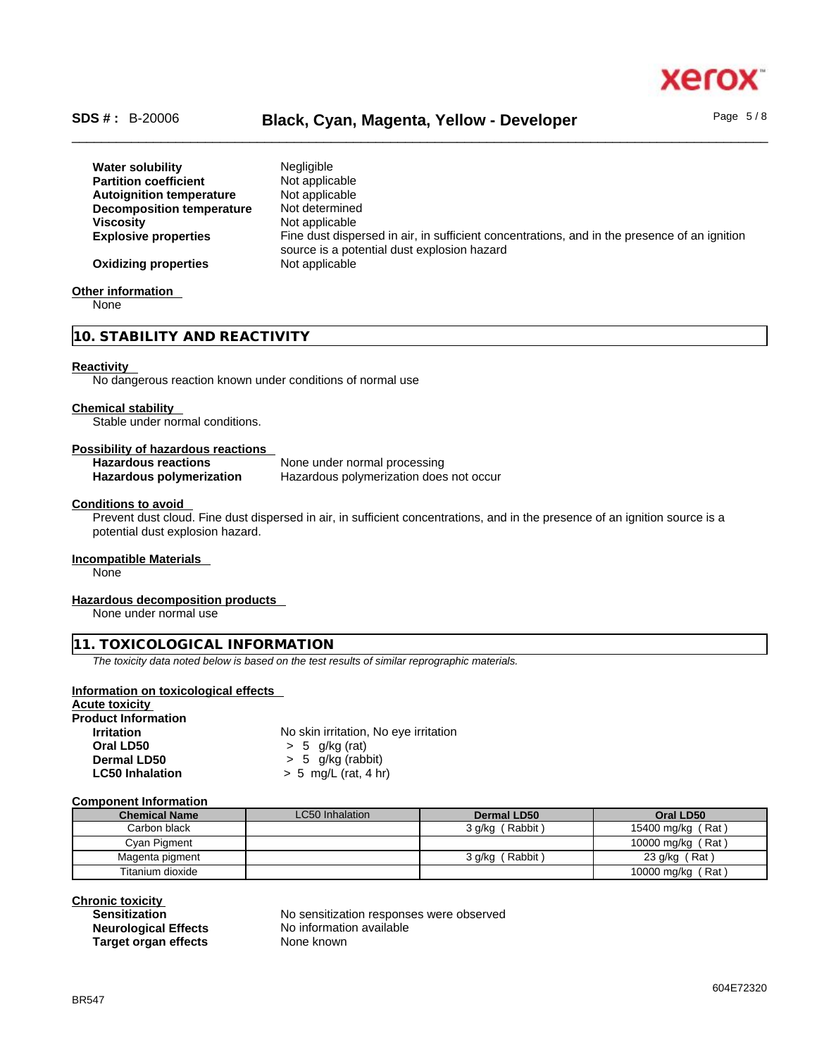| | |
|---|---|
| **Water solubility** | Negligible |
| **Partition coefficient** | Not applicable |
| **Autoignition temperature** | Not applicable |
| **Decomposition temperature** | Not determined |
| **Viscosity** | Not applicable |
| **Explosive properties** | Fine dust dispersed in air, in sufficient concentrations, and in the presence of an ignition source is a potential dust explosion hazard |
| **Oxidizing properties** | Not applicable |

**Other information**

None

## 10. STABILITY AND REACTIVITY

**Reactivity**

No dangerous reaction known under conditions of normal use

**Chemical stability**

Stable under normal conditions.

**Possibility of hazardous reactions**

| | |
|---|---|
| **Hazardous reactions** | None under normal processing |
| **Hazardous polymerization** | Hazardous polymerization does not occur |

**Conditions to avoid**

Prevent dust cloud. Fine dust dispersed in air, in sufficient concentrations, and in the presence of an ignition source is a potential dust explosion hazard.

**Incompatible Materials**

None

**Hazardous decomposition products**

None under normal use

## 11. TOXICOLOGICAL INFORMATION

*The toxicity data noted below is based on the test results of similar reprographic materials.*

**Information on toxicological effects**

**Acute toxicity**

**Product Information**

| | |
|---|---|
| **Irritation** | No skin irritation, No eye irritation |
| **Oral LD50** | > 5 g/kg (rat) |
| **Dermal LD50** | > 5 g/kg (rabbit) |
| **LC50 Inhalation** | > 5 mg/L (rat, 4 hr) |

**Component Information**

| Chemical Name | LC50 Inhalation | Dermal LD50 | Oral LD50 |
|---|---|---|---|
| Carbon black | | 3 g/kg ( Rabbit ) | 15400 mg/kg ( Rat ) |
| Cyan Pigment | | | 10000 mg/kg ( Rat ) |
| Magenta pigment | | 3 g/kg ( Rabbit ) | 23 g/kg ( Rat ) |
| Titanium dioxide | | | 10000 mg/kg ( Rat ) |

**Chronic toxicity**

| | |
|---|---|
| **Sensitization** | No sensitization responses were observed |
| **Neurological Effects** | No information available |
| **Target organ effects** | None known |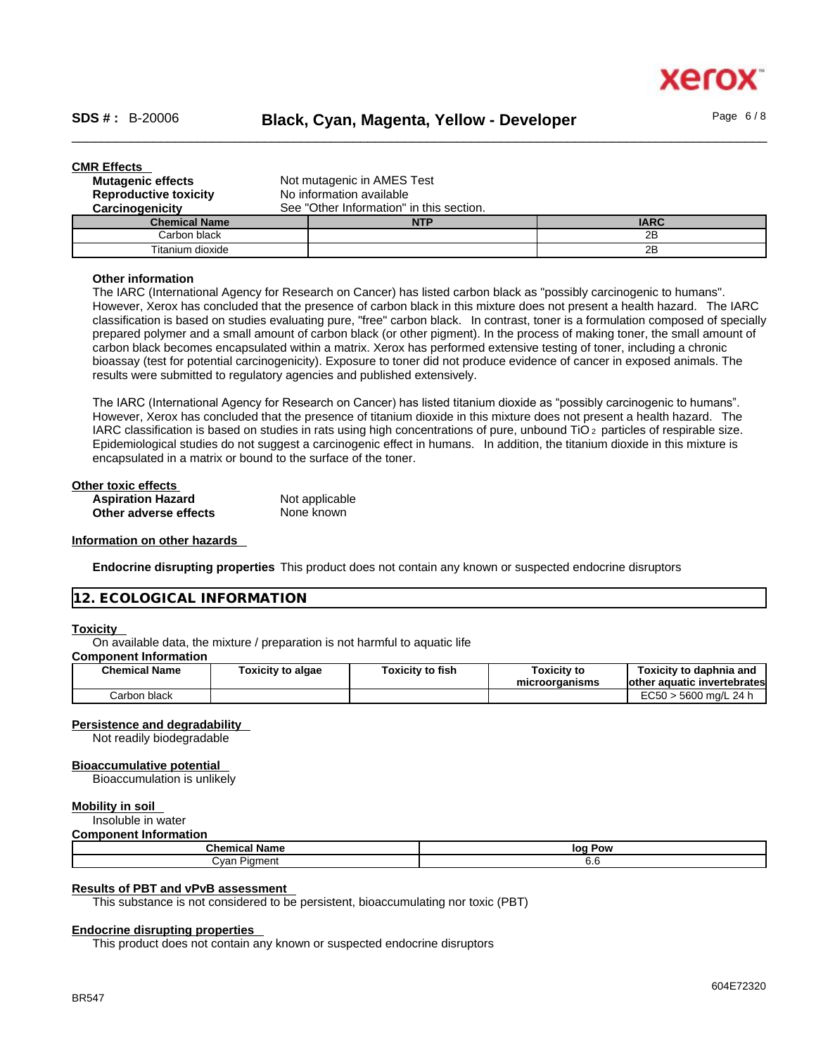#### CMR Effects

**Mutagenic effects** Not mutagenic in AMES Test

**Reproductive toxicity** No information available

**Carcinogenicity** See "Other Information" in this section.

| Chemical Name | NTP | IARC |
| --- | --- | --- |
| Carbon black | | 2B |
| Titanium dioxide | | 2B |

**Other information**

The IARC (International Agency for Research on Cancer) has listed carbon black as "possibly carcinogenic to humans". However, Xerox has concluded that the presence of carbon black in this mixture does not present a health hazard. The IARC classification is based on studies evaluating pure, "free" carbon black. In contrast, toner is a formulation composed of specially prepared polymer and a small amount of carbon black (or other pigment). In the process of making toner, the small amount of carbon black becomes encapsulated within a matrix. Xerox has performed extensive testing of toner, including a chronic bioassay (test for potential carcinogenicity). Exposure to toner did not produce evidence of cancer in exposed animals. The results were submitted to regulatory agencies and published extensively.

The IARC (International Agency for Research on Cancer) has listed titanium dioxide as "possibly carcinogenic to humans". However, Xerox has concluded that the presence of titanium dioxide in this mixture does not present a health hazard. The IARC classification is based on studies in rats using high concentrations of pure, unbound $TiO_2$ particles of respirable size. Epidemiological studies do not suggest a carcinogenic effect in humans. In addition, the titanium dioxide in this mixture is encapsulated in a matrix or bound to the surface of the toner.

#### Other toxic effects

**Aspiration Hazard** Not applicable

**Other adverse effects** None known

#### Information on other hazards

**Endocrine disrupting properties** This product does not contain any known or suspected endocrine disruptors

## 12. ECOLOGICAL INFORMATION

#### Toxicity

On available data, the mixture / preparation is not harmful to aquatic life

**Component Information**

| Chemical Name | Toxicity to algae | Toxicity to fish | Toxicity to microorganisms | Toxicity to daphnia and other aquatic invertebrates |
| --- | --- | --- | --- | --- |
| Carbon black | | | | EC50 > 5600 mg/L 24 h |

#### Persistence and degradability

Not readily biodegradable

#### Bioaccumulative potential

Bioaccumulation is unlikely

#### Mobility in soil

Insoluble in water

**Component Information**

| Chemical Name | log Pow |
| --- | --- |
| Cyan Pigment | 6.6 |

#### Results of PBT and vPvB assessment

This substance is not considered to be persistent, bioaccumulating nor toxic (PBT)

#### Endocrine disrupting properties

This product does not contain any known or suspected endocrine disruptors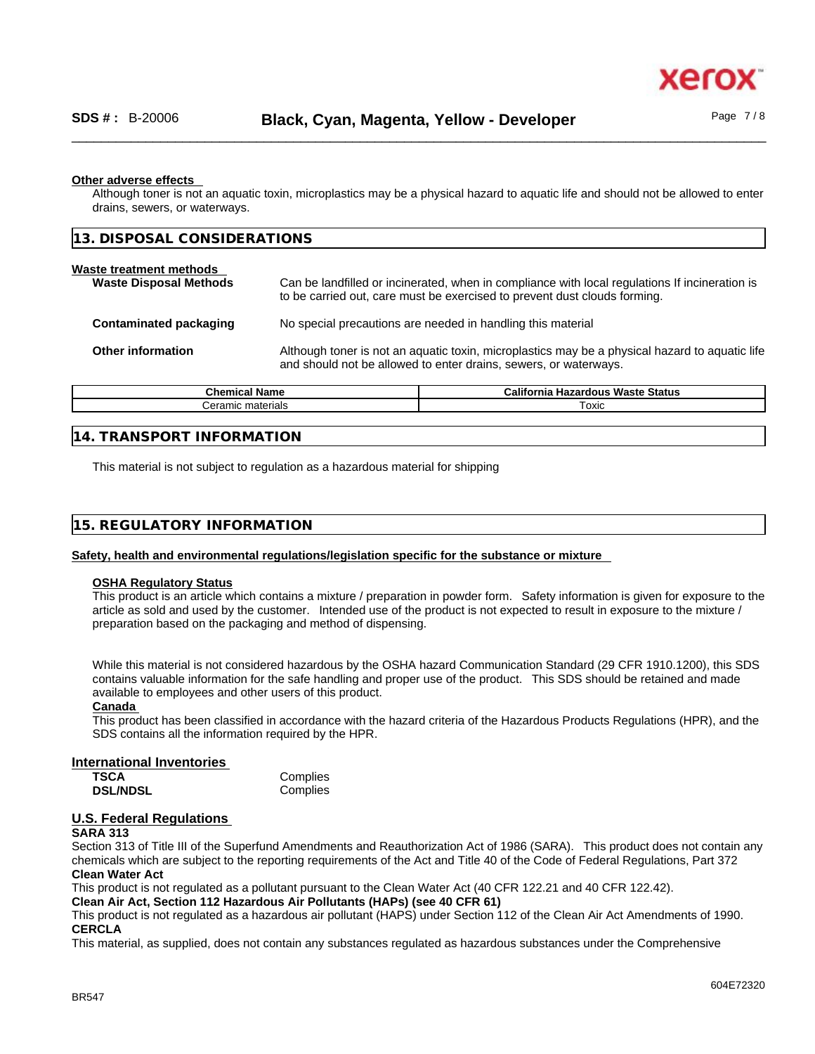**Other adverse effects**

Although toner is not an aquatic toxin, microplastics may be a physical hazard to aquatic life and should not be allowed to enter drains, sewers, or waterways.

## 13. DISPOSAL CONSIDERATIONS

**Waste treatment methods**

**Waste Disposal Methods** — Can be landfilled or incinerated, when in compliance with local regulations If incineration is to be carried out, care must be exercised to prevent dust clouds forming.

**Contaminated packaging** — No special precautions are needed in handling this material

**Other information** — Although toner is not an aquatic toxin, microplastics may be a physical hazard to aquatic life and should not be allowed to enter drains, sewers, or waterways.

| Chemical Name | California Hazardous Waste Status |
|---|---|
| Ceramic materials | Toxic |

## 14. TRANSPORT INFORMATION

This material is not subject to regulation as a hazardous material for shipping

## 15. REGULATORY INFORMATION

**Safety, health and environmental regulations/legislation specific for the substance or mixture**

**OSHA Regulatory Status**

This product is an article which contains a mixture / preparation in powder form. Safety information is given for exposure to the article as sold and used by the customer. Intended use of the product is not expected to result in exposure to the mixture / preparation based on the packaging and method of dispensing.

While this material is not considered hazardous by the OSHA hazard Communication Standard (29 CFR 1910.1200), this SDS contains valuable information for the safe handling and proper use of the product. This SDS should be retained and made available to employees and other users of this product.

**Canada**

This product has been classified in accordance with the hazard criteria of the Hazardous Products Regulations (HPR), and the SDS contains all the information required by the HPR.

**International Inventories**

| | |
|---|---|
| **TSCA** | Complies |
| **DSL/NDSL** | Complies |

**U.S. Federal Regulations**

**SARA 313**

Section 313 of Title III of the Superfund Amendments and Reauthorization Act of 1986 (SARA). This product does not contain any chemicals which are subject to the reporting requirements of the Act and Title 40 of the Code of Federal Regulations, Part 372

**Clean Water Act**

This product is not regulated as a pollutant pursuant to the Clean Water Act (40 CFR 122.21 and 40 CFR 122.42).

**Clean Air Act, Section 112 Hazardous Air Pollutants (HAPs) (see 40 CFR 61)**

This product is not regulated as a hazardous air pollutant (HAPS) under Section 112 of the Clean Air Act Amendments of 1990.

**CERCLA**

This material, as supplied, does not contain any substances regulated as hazardous substances under the Comprehensive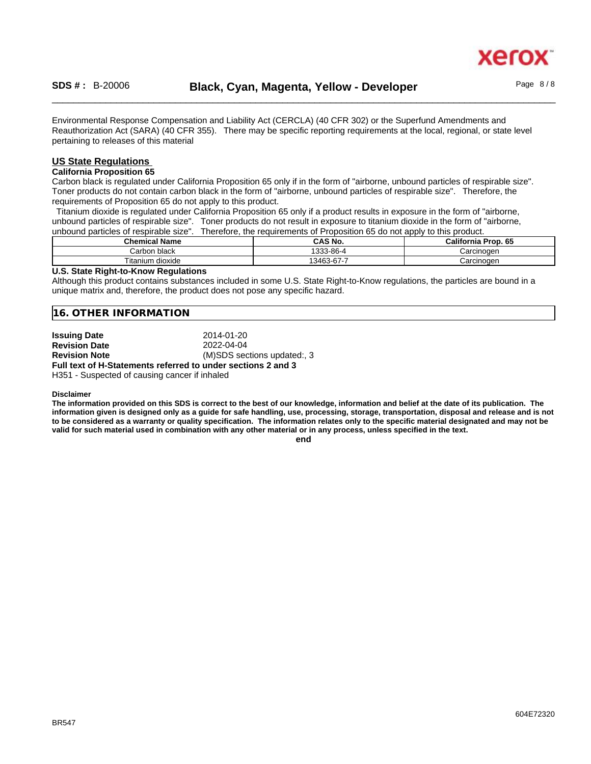Environmental Response Compensation and Liability Act (CERCLA) (40 CFR 302) or the Superfund Amendments and Reauthorization Act (SARA) (40 CFR 355). There may be specific reporting requirements at the local, regional, or state level pertaining to releases of this material

## US State Regulations

### California Proposition 65

Carbon black is regulated under California Proposition 65 only if in the form of "airborne, unbound particles of respirable size". Toner products do not contain carbon black in the form of "airborne, unbound particles of respirable size". Therefore, the requirements of Proposition 65 do not apply to this product.

Titanium dioxide is regulated under California Proposition 65 only if a product results in exposure in the form of "airborne, unbound particles of respirable size". Toner products do not result in exposure to titanium dioxide in the form of "airborne, unbound particles of respirable size". Therefore, the requirements of Proposition 65 do not apply to this product.

| Chemical Name | CAS No. | California Prop. 65 |
|---|---|---|
| Carbon black | 1333-86-4 | Carcinogen |
| Titanium dioxide | 13463-67-7 | Carcinogen |

### U.S. State Right-to-Know Regulations

Although this product contains substances included in some U.S. State Right-to-Know regulations, the particles are bound in a unique matrix and, therefore, the product does not pose any specific hazard.

## 16. OTHER INFORMATION

**Issuing Date** 2014-01-20
**Revision Date** 2022-04-04
**Revision Note** (M)SDS sections updated:, 3

**Full text of H-Statements referred to under sections 2 and 3**

H351 - Suspected of causing cancer if inhaled

**Disclaimer**

**The information provided on this SDS is correct to the best of our knowledge, information and belief at the date of its publication. The information given is designed only as a guide for safe handling, use, processing, storage, transportation, disposal and release and is not to be considered as a warranty or quality specification. The information relates only to the specific material designated and may not be valid for such material used in combination with any other material or in any process, unless specified in the text.**

**end**

BR547

604E72320